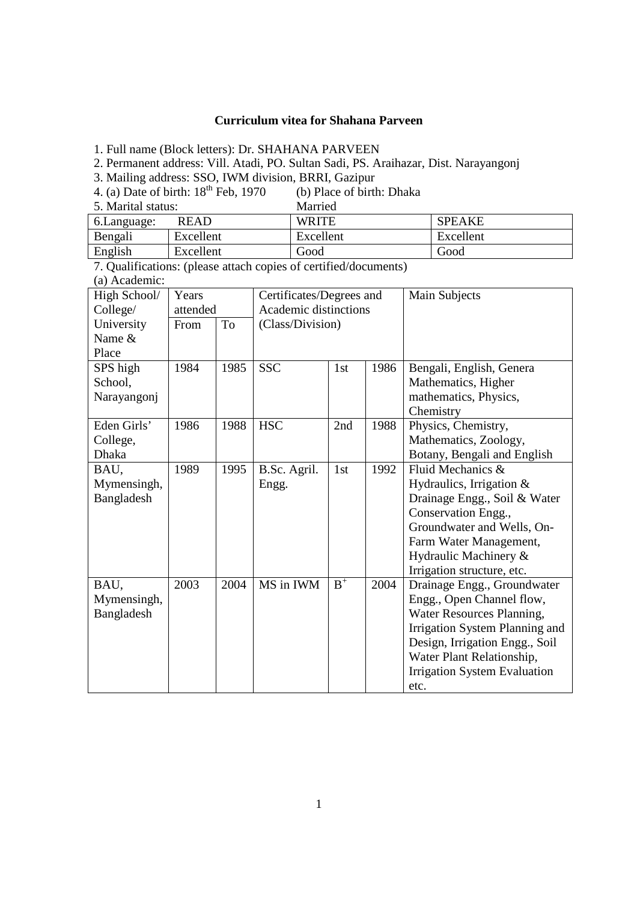**Curriculum vitea for Shahana Parveen**

1. Full name (Block letters): Dr. SHAHANA PARVEEN
2. Permanent address: Vill. Atadi, PO. Sultan Sadi, PS. Araihazar, Dist. Narayangonj
3. Mailing address: SSO, IWM division, BRRI, Gazipur
4. (a) Date of birth: 18th Feb, 1970 (b) Place of birth: Dhaka
5. Marital status: Married

| 6.Language: | READ | WRITE | SPEAKE |
|---|---|---|---|
| Bengali | Excellent | Excellent | Excellent |
| English | Excellent | Good | Good |

7. Qualifications: (please attach copies of certified/documents)

(a) Academic:

| High School/ College/ University Name & Place | Years attended | | Certificates/Degrees and Academic distinctions (Class/Division) | | | Main Subjects |
|---|---|---|---|---|---|---|
| | From | To | | | | |
| SPS high School, Narayangonj | 1984 | 1985 | SSC | 1st | 1986 | Bengali, English, Genera Mathematics, Higher mathematics, Physics, Chemistry |
| Eden Girls' College, Dhaka | 1986 | 1988 | HSC | 2nd | 1988 | Physics, Chemistry, Mathematics, Zoology, Botany, Bengali and English |
| BAU, Mymensingh, Bangladesh | 1989 | 1995 | B.Sc. Agril. Engg. | 1st | 1992 | Fluid Mechanics & Hydraulics, Irrigation & Drainage Engg., Soil & Water Conservation Engg., Groundwater and Wells, On-Farm Water Management, Hydraulic Machinery & Irrigation structure, etc. |
| BAU, Mymensingh, Bangladesh | 2003 | 2004 | MS in IWM | B+ | 2004 | Drainage Engg., Groundwater Engg., Open Channel flow, Water Resources Planning, Irrigation System Planning and Design, Irrigation Engg., Soil Water Plant Relationship, Irrigation System Evaluation etc. |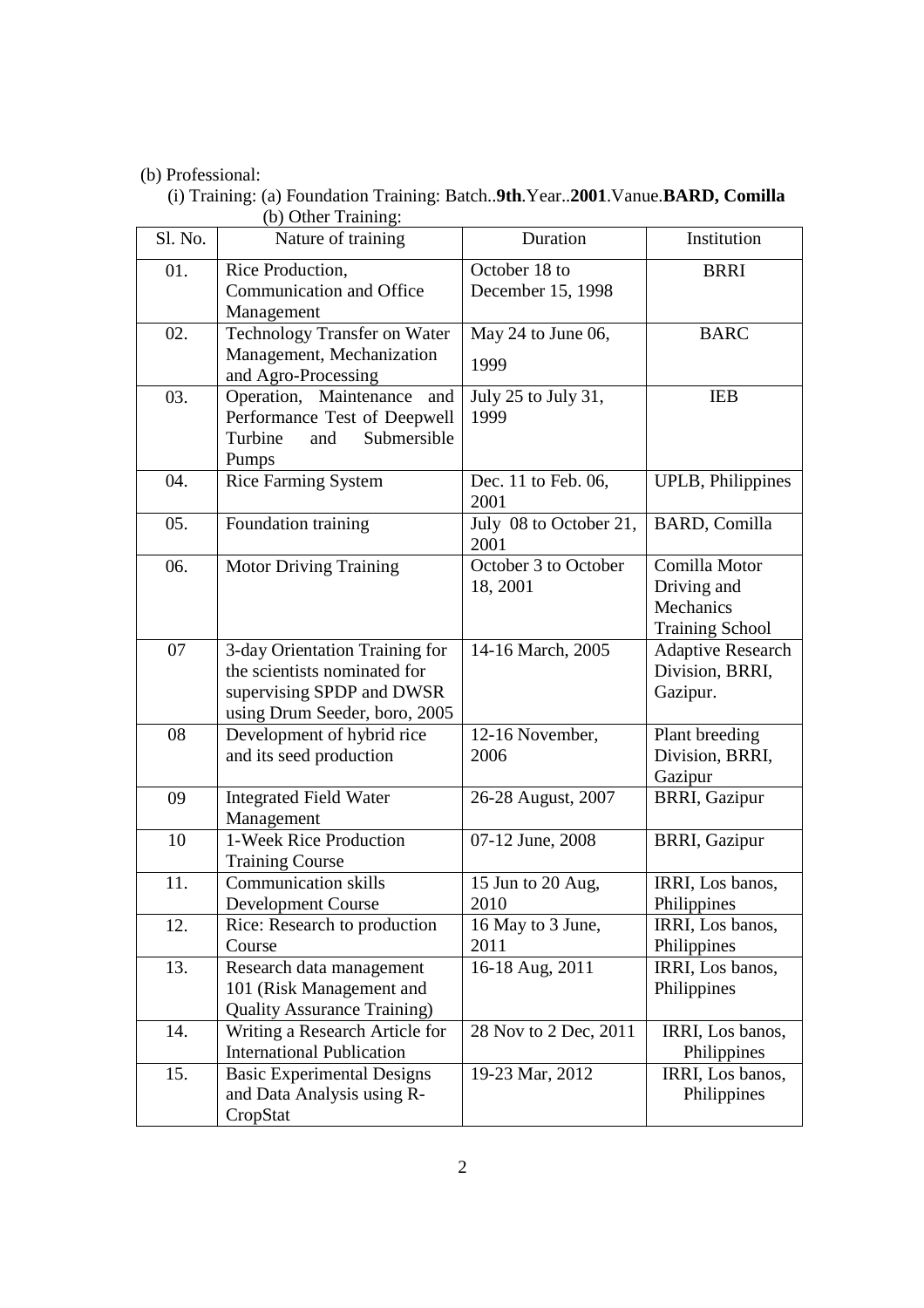(b) Professional:

(i) Training: (a) Foundation Training: Batch..**9th**.Year..**2001**.Vanue.**BARD, Comilla**

(b) Other Training:

| Sl. No. | Nature of training | Duration | Institution |
|---|---|---|---|
| 01. | Rice Production, Communication and Office Management | October 18 to December 15, 1998 | BRRI |
| 02. | Technology Transfer on Water Management, Mechanization and Agro-Processing | May 24 to June 06, 1999 | BARC |
| 03. | Operation, Maintenance and Performance Test of Deepwell Turbine and Submersible Pumps | July 25 to July 31, 1999 | IEB |
| 04. | Rice Farming System | Dec. 11 to Feb. 06, 2001 | UPLB, Philippines |
| 05. | Foundation training | July 08 to October 21, 2001 | BARD, Comilla |
| 06. | Motor Driving Training | October 3 to October 18, 2001 | Comilla Motor Driving and Mechanics Training School |
| 07 | 3-day Orientation Training for the scientists nominated for supervising SPDP and DWSR using Drum Seeder, boro, 2005 | 14-16 March, 2005 | Adaptive Research Division, BRRI, Gazipur. |
| 08 | Development of hybrid rice and its seed production | 12-16 November, 2006 | Plant breeding Division, BRRI, Gazipur |
| 09 | Integrated Field Water Management | 26-28 August, 2007 | BRRI, Gazipur |
| 10 | 1-Week Rice Production Training Course | 07-12 June, 2008 | BRRI, Gazipur |
| 11. | Communication skills Development Course | 15 Jun to 20 Aug, 2010 | IRRI, Los banos, Philippines |
| 12. | Rice: Research to production Course | 16 May to 3 June, 2011 | IRRI, Los banos, Philippines |
| 13. | Research data management 101 (Risk Management and Quality Assurance Training) | 16-18 Aug, 2011 | IRRI, Los banos, Philippines |
| 14. | Writing a Research Article for International Publication | 28 Nov to 2 Dec, 2011 | IRRI, Los banos, Philippines |
| 15. | Basic Experimental Designs and Data Analysis using R-CropStat | 19-23 Mar, 2012 | IRRI, Los banos, Philippines |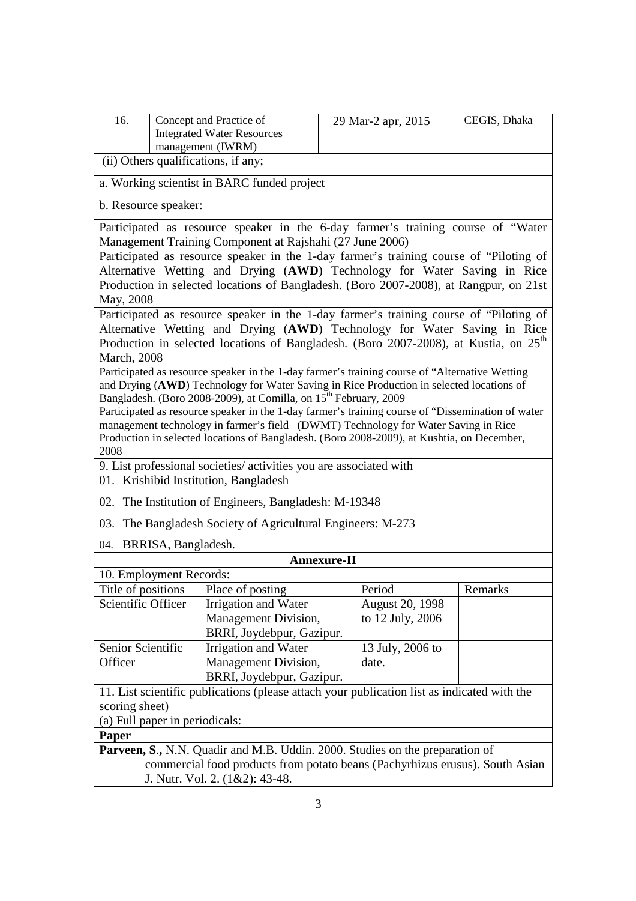| 16. | Concept and Practice of Integrated Water Resources management (IWRM) | 29 Mar-2 apr, 2015 | CEGIS, Dhaka |
|---|---|---|---|

(ii) Others qualifications, if any;

a. Working scientist in BARC funded project

b. Resource speaker:

Participated as resource speaker in the 6-day farmer's training course of "Water Management Training Component at Rajshahi (27 June 2006)

Participated as resource speaker in the 1-day farmer's training course of "Piloting of Alternative Wetting and Drying (**AWD**) Technology for Water Saving in Rice Production in selected locations of Bangladesh. (Boro 2007-2008), at Rangpur, on 21st May, 2008

Participated as resource speaker in the 1-day farmer's training course of "Piloting of Alternative Wetting and Drying (**AWD**) Technology for Water Saving in Rice Production in selected locations of Bangladesh. (Boro 2007-2008), at Kustia, on 25th March, 2008

Participated as resource speaker in the 1-day farmer's training course of "Alternative Wetting and Drying (**AWD**) Technology for Water Saving in Rice Production in selected locations of Bangladesh. (Boro 2008-2009), at Comilla, on 15th February, 2009

Participated as resource speaker in the 1-day farmer's training course of "Dissemination of water management technology in farmer's field (DWMT) Technology for Water Saving in Rice Production in selected locations of Bangladesh. (Boro 2008-2009), at Kushtia, on December, 2008

9. List professional societies/ activities you are associated with

01. Krishibid Institution, Bangladesh
02. The Institution of Engineers, Bangladesh: M-19348
03. The Bangladesh Society of Agricultural Engineers: M-273
04. BRRISA, Bangladesh.

## Annexure-II

10. Employment Records:

| Title of positions | Place of posting | Period | Remarks |
|---|---|---|---|
| Scientific Officer | Irrigation and Water Management Division, BRRI, Joydebpur, Gazipur. | August 20, 1998 to 12 July, 2006 | |
| Senior Scientific Officer | Irrigation and Water Management Division, BRRI, Joydebpur, Gazipur. | 13 July, 2006 to date. | |

11. List scientific publications (please attach your publication list as indicated with the scoring sheet)

(a) Full paper in periodicals:

**Paper**

**Parveen, S.,** N.N. Quadir and M.B. Uddin. 2000. Studies on the preparation of commercial food products from potato beans (Pachyrhizus erusus). South Asian J. Nutr. Vol. 2. (1&2): 43-48.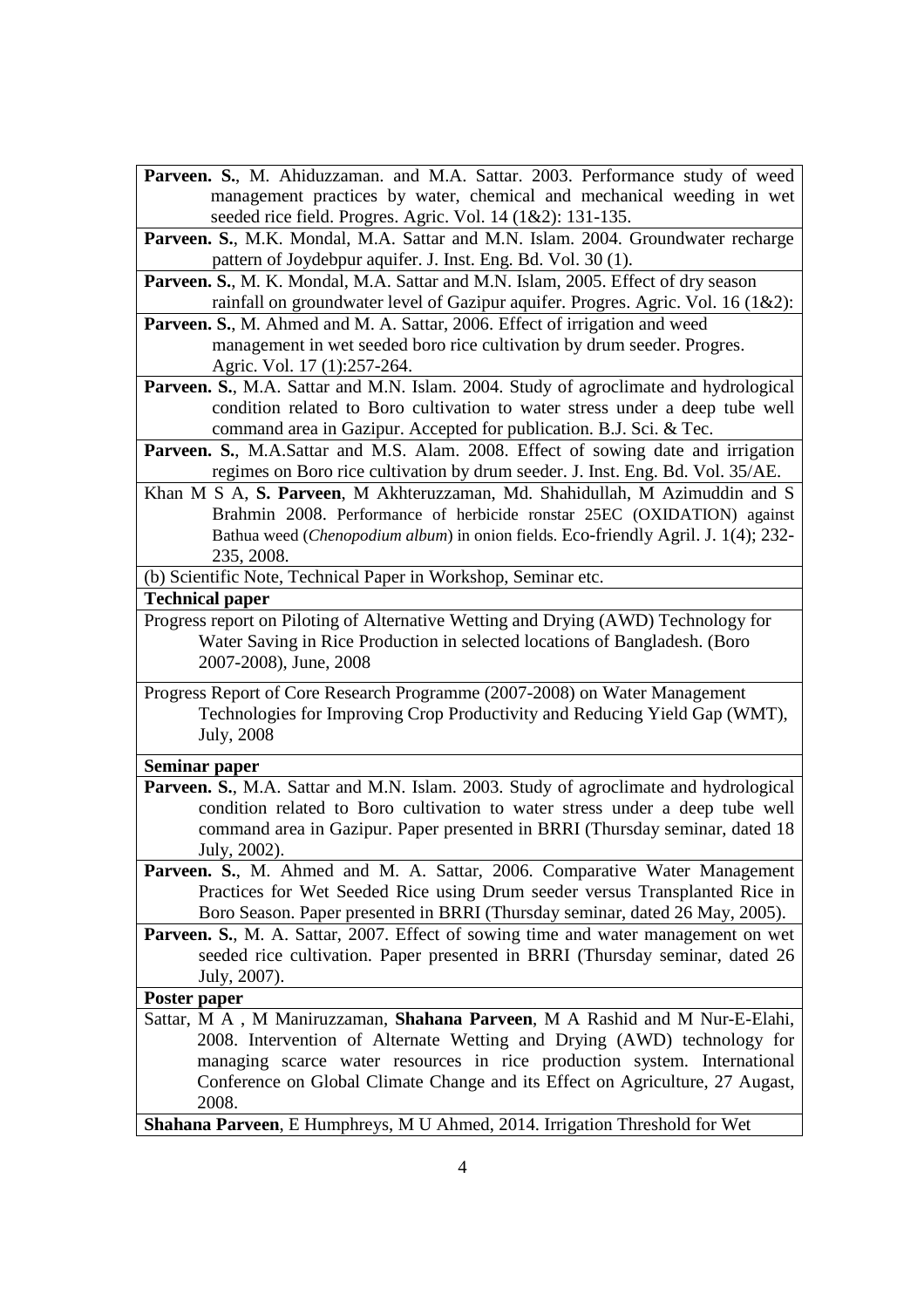**Parveen. S.**, M. Ahiduzzaman. and M.A. Sattar. 2003. Performance study of weed management practices by water, chemical and mechanical weeding in wet seeded rice field. Progres. Agric. Vol. 14 (1&2): 131-135.

**Parveen. S.**, M.K. Mondal, M.A. Sattar and M.N. Islam. 2004. Groundwater recharge pattern of Joydebpur aquifer. J. Inst. Eng. Bd. Vol. 30 (1).

**Parveen. S.**, M. K. Mondal, M.A. Sattar and M.N. Islam, 2005. Effect of dry season rainfall on groundwater level of Gazipur aquifer. Progres. Agric. Vol. 16 (1&2):

**Parveen. S.**, M. Ahmed and M. A. Sattar, 2006. Effect of irrigation and weed management in wet seeded boro rice cultivation by drum seeder. Progres. Agric. Vol. 17 (1):257-264.

**Parveen. S.**, M.A. Sattar and M.N. Islam. 2004. Study of agroclimate and hydrological condition related to Boro cultivation to water stress under a deep tube well command area in Gazipur. Accepted for publication. B.J. Sci. & Tec.

**Parveen. S.**, M.A.Sattar and M.S. Alam. 2008. Effect of sowing date and irrigation regimes on Boro rice cultivation by drum seeder. J. Inst. Eng. Bd. Vol. 35/AE.

Khan M S A, **S. Parveen**, M Akhteruzzaman, Md. Shahidullah, M Azimuddin and S Brahmin 2008. Performance of herbicide ronstar 25EC (OXIDATION) against Bathua weed (*Chenopodium album*) in onion fields. Eco-friendly Agril. J. 1(4); 232-235, 2008.

(b) Scientific Note, Technical Paper in Workshop, Seminar etc.

**Technical paper**

Progress report on Piloting of Alternative Wetting and Drying (AWD) Technology for Water Saving in Rice Production in selected locations of Bangladesh. (Boro 2007-2008), June, 2008

Progress Report of Core Research Programme (2007-2008) on Water Management Technologies for Improving Crop Productivity and Reducing Yield Gap (WMT), July, 2008

**Seminar paper**

**Parveen. S.**, M.A. Sattar and M.N. Islam. 2003. Study of agroclimate and hydrological condition related to Boro cultivation to water stress under a deep tube well command area in Gazipur. Paper presented in BRRI (Thursday seminar, dated 18 July, 2002).

**Parveen. S.**, M. Ahmed and M. A. Sattar, 2006. Comparative Water Management Practices for Wet Seeded Rice using Drum seeder versus Transplanted Rice in Boro Season. Paper presented in BRRI (Thursday seminar, dated 26 May, 2005).

**Parveen. S.**, M. A. Sattar, 2007. Effect of sowing time and water management on wet seeded rice cultivation. Paper presented in BRRI (Thursday seminar, dated 26 July, 2007).

**Poster paper**

Sattar, M A , M Maniruzzaman, **Shahana Parveen**, M A Rashid and M Nur-E-Elahi, 2008. Intervention of Alternate Wetting and Drying (AWD) technology for managing scarce water resources in rice production system. International Conference on Global Climate Change and its Effect on Agriculture, 27 Augast, 2008.

**Shahana Parveen**, E Humphreys, M U Ahmed, 2014. Irrigation Threshold for Wet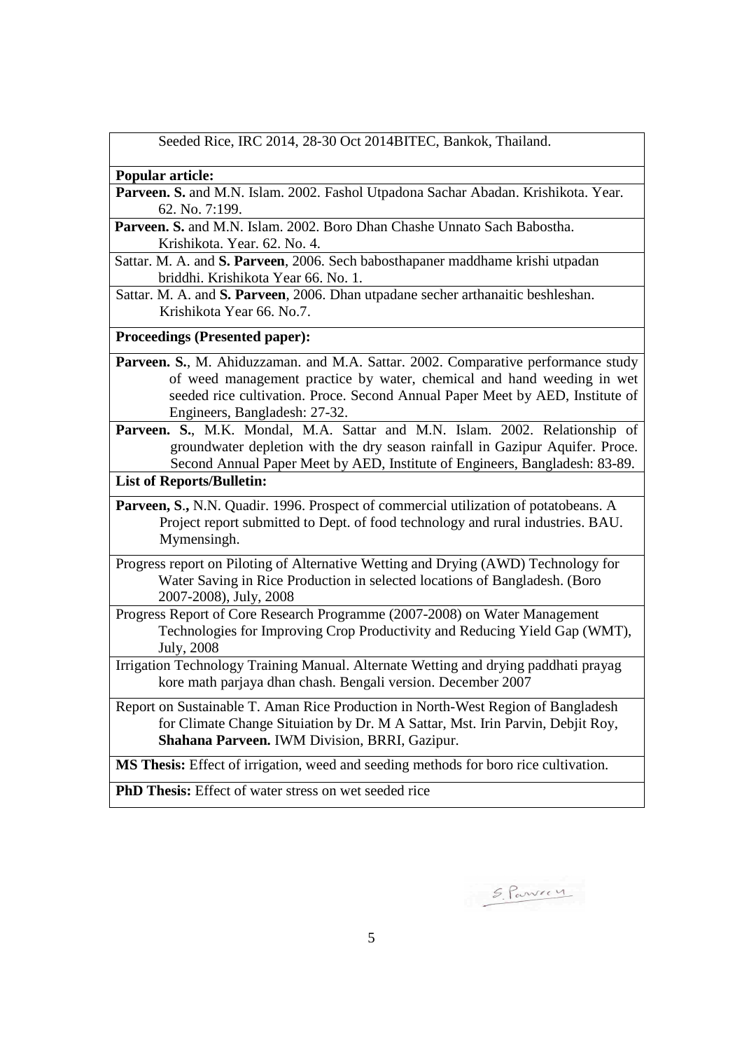Seeded Rice, IRC 2014, 28-30 Oct 2014BITEC, Bankok, Thailand.

**Popular article:**

**Parveen. S.** and M.N. Islam. 2002. Fashol Utpadona Sachar Abadan. Krishikota. Year. 62. No. 7:199.

**Parveen. S.** and M.N. Islam. 2002. Boro Dhan Chashe Unnato Sach Babostha. Krishikota. Year. 62. No. 4.

Sattar. M. A. and **S. Parveen**, 2006. Sech babosthapaner maddhame krishi utpadan briddhi. Krishikota Year 66. No. 1.

Sattar. M. A. and **S. Parveen**, 2006. Dhan utpadane secher arthanaitic beshleshan. Krishikota Year 66. No.7.

**Proceedings (Presented paper):**

**Parveen. S.**, M. Ahiduzzaman. and M.A. Sattar. 2002. Comparative performance study of weed management practice by water, chemical and hand weeding in wet seeded rice cultivation. Proce. Second Annual Paper Meet by AED, Institute of Engineers, Bangladesh: 27-32.

**Parveen. S.**, M.K. Mondal, M.A. Sattar and M.N. Islam. 2002. Relationship of groundwater depletion with the dry season rainfall in Gazipur Aquifer. Proce. Second Annual Paper Meet by AED, Institute of Engineers, Bangladesh: 83-89.

**List of Reports/Bulletin:**

**Parveen, S**., N.N. Quadir. 1996. Prospect of commercial utilization of potatobeans. A Project report submitted to Dept. of food technology and rural industries. BAU. Mymensingh.

Progress report on Piloting of Alternative Wetting and Drying (AWD) Technology for Water Saving in Rice Production in selected locations of Bangladesh. (Boro 2007-2008), July, 2008

Progress Report of Core Research Programme (2007-2008) on Water Management Technologies for Improving Crop Productivity and Reducing Yield Gap (WMT), July, 2008

Irrigation Technology Training Manual. Alternate Wetting and drying paddhati prayag kore math parjaya dhan chash. Bengali version. December 2007

Report on Sustainable T. Aman Rice Production in North-West Region of Bangladesh for Climate Change Situiation by Dr. M A Sattar, Mst. Irin Parvin, Debjit Roy, **Shahana Parveen.** IWM Division, BRRI, Gazipur.

**MS Thesis:** Effect of irrigation, weed and seeding methods for boro rice cultivation.

**PhD Thesis:** Effect of water stress on wet seeded rice

S. Parveen